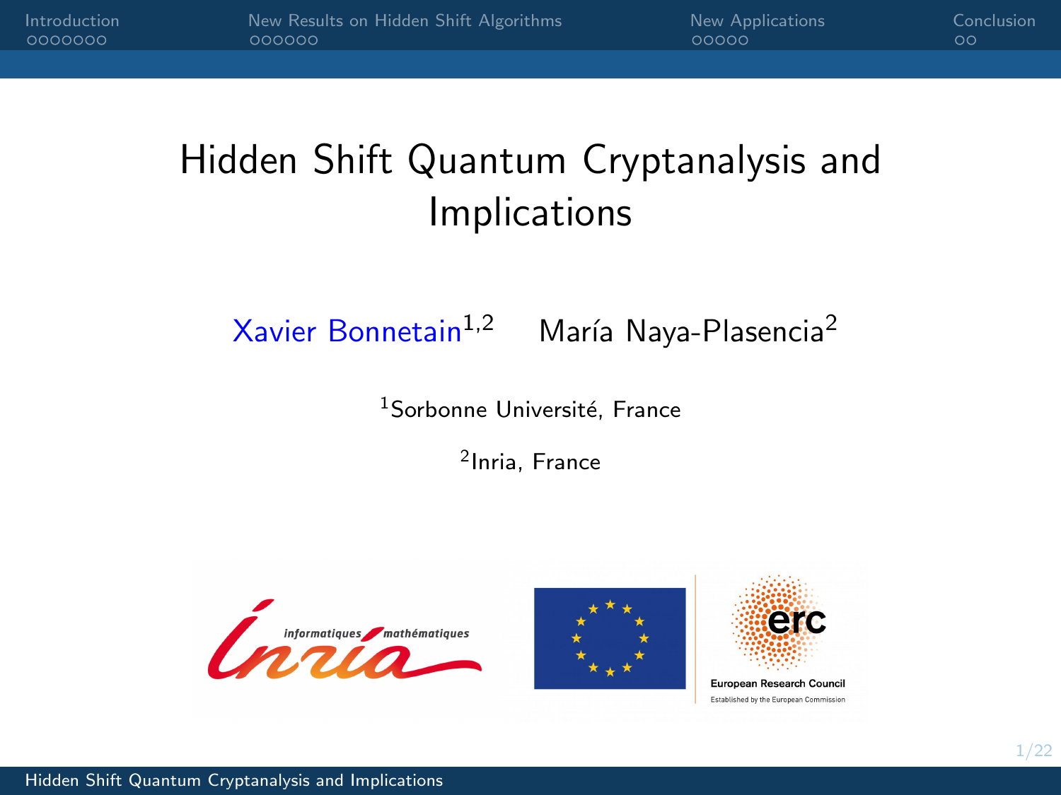# Hidden Shift Quantum Cryptanalysis and Implications

Xavier Bonnetain[1,2]  María Naya-Plasencia[2]

[1]Sorbonne Université, France

[2]Inria, France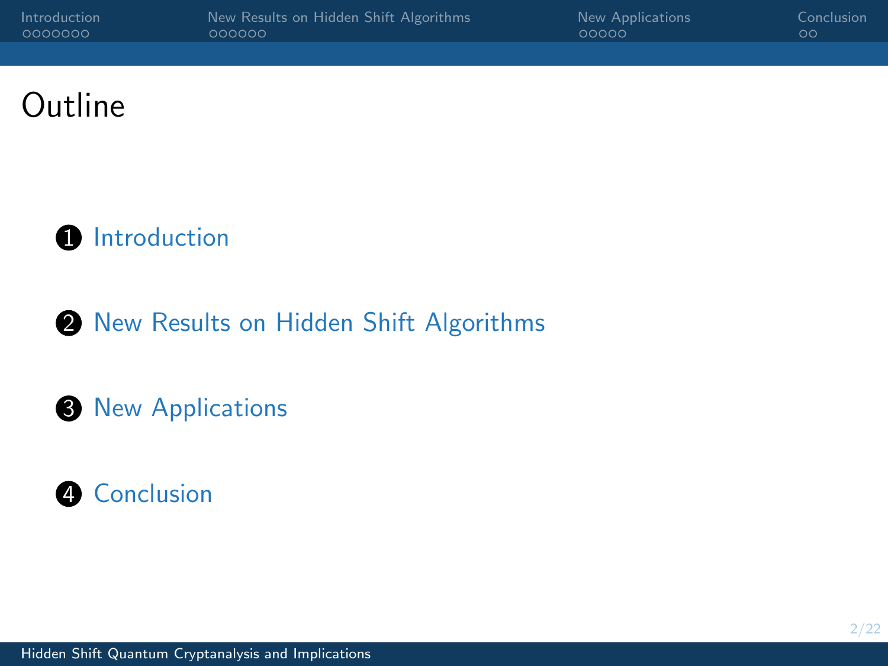# Outline

1. Introduction
2. New Results on Hidden Shift Algorithms
3. New Applications
4. Conclusion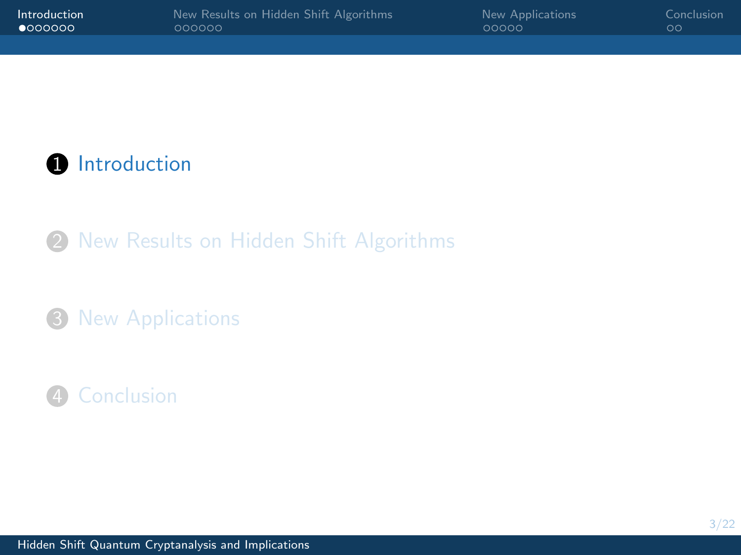1. Introduction
2. New Results on Hidden Shift Algorithms
3. New Applications
4. Conclusion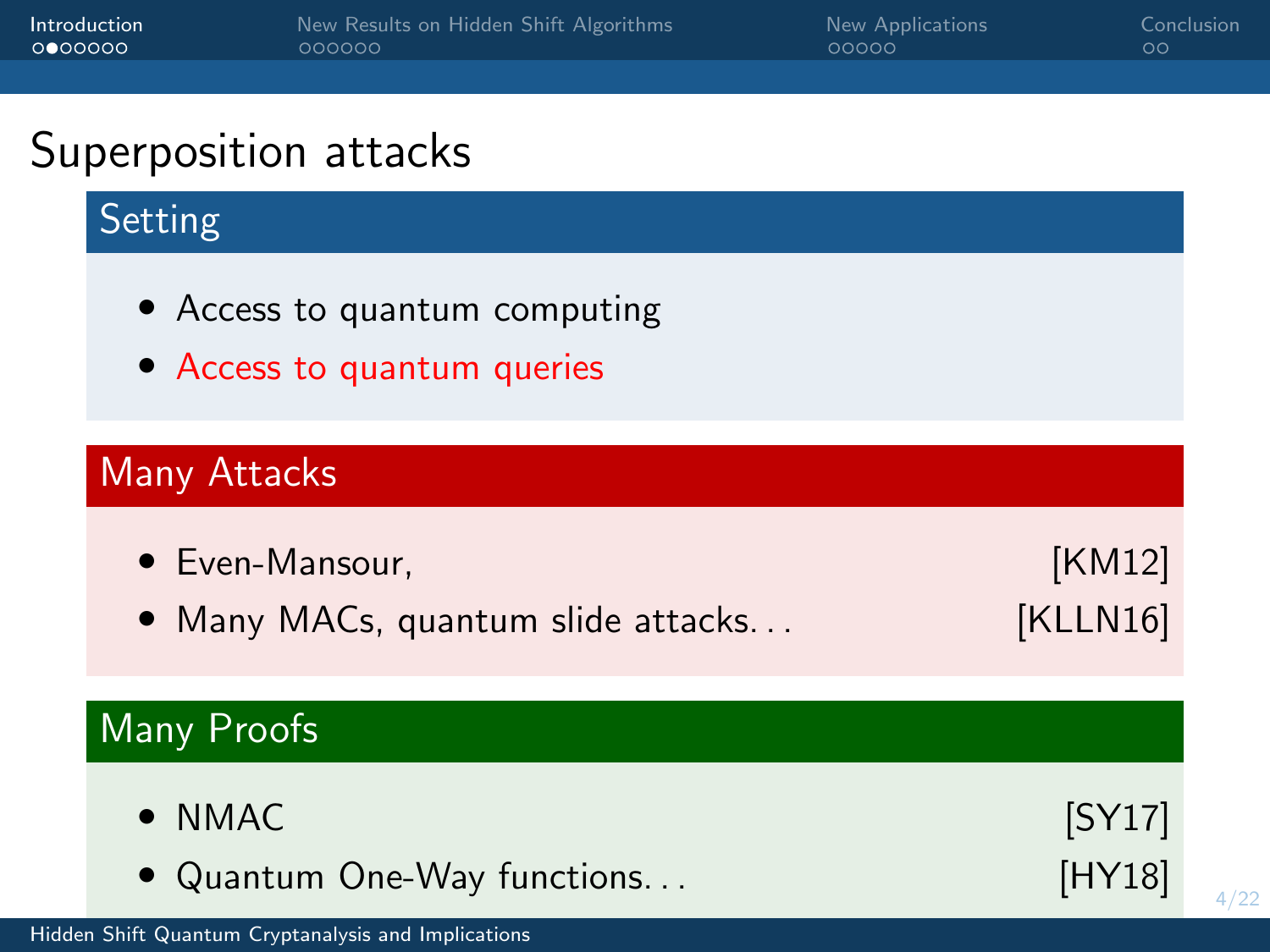# Superposition attacks

## Setting

- Access to quantum computing
- Access to quantum queries

## Many Attacks

- Even-Mansour, [KM12]
- Many MACs, quantum slide attacks... [KLLN16]

## Many Proofs

- NMAC [SY17]
- Quantum One-Way functions... [HY18]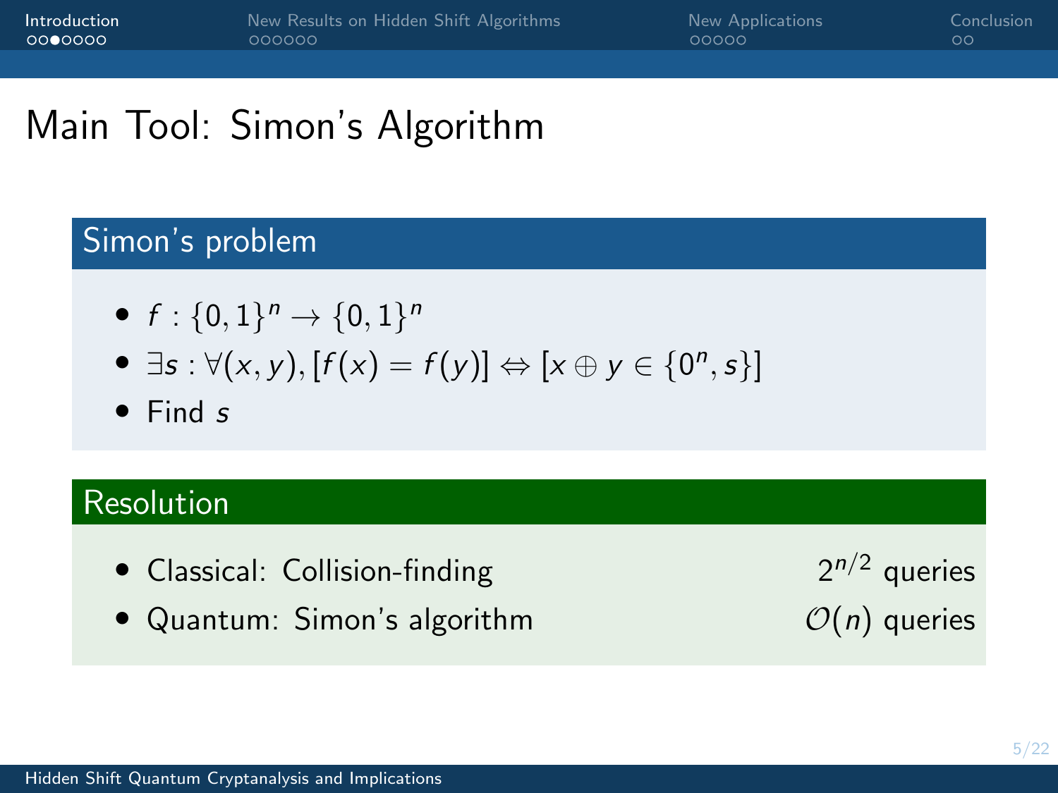# Main Tool: Simon's Algorithm

## Simon's problem

- $f : \{0,1\}^n \to \{0,1\}^n$
- $\exists s : \forall (x, y), [f(x) = f(y)] \Leftrightarrow [x \oplus y \in \{0^n, s\}]$
- Find $s$

## Resolution

- Classical: Collision-finding — $2^{n/2}$ queries
- Quantum: Simon's algorithm — $\mathcal{O}(n)$ queries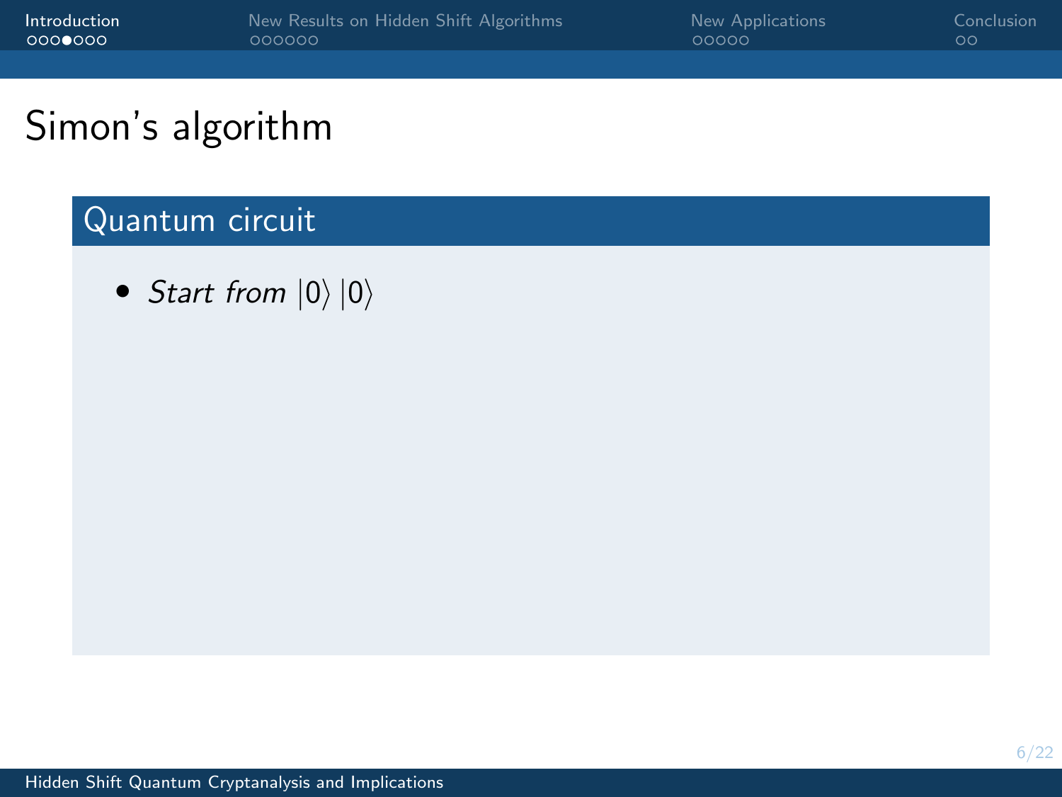# Simon's algorithm

## Quantum circuit

- *Start from* $|0\rangle |0\rangle$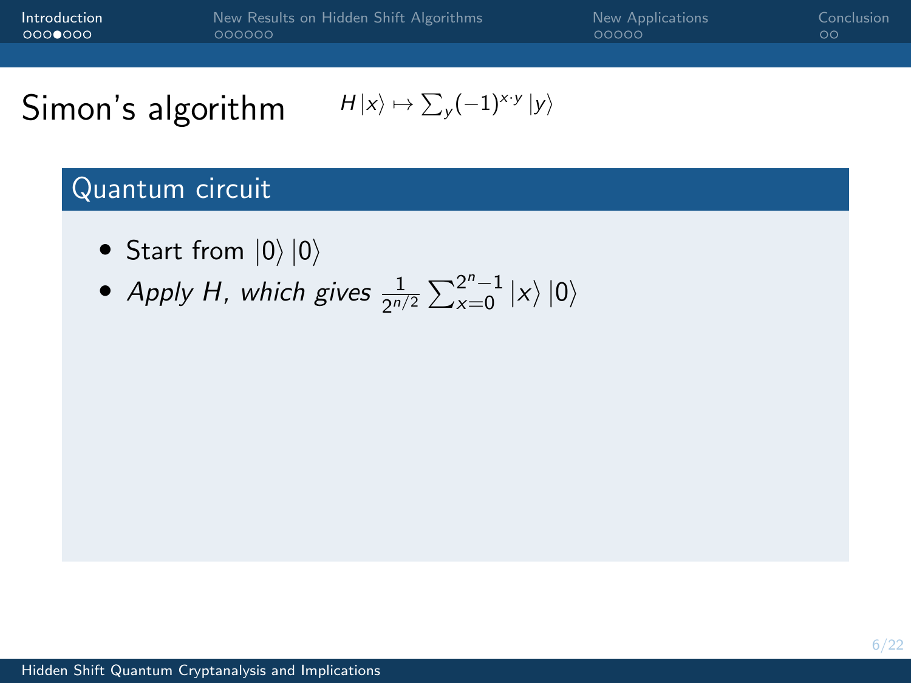# Simon's algorithm

$H|x\rangle \mapsto \sum_y (-1)^{x \cdot y} |y\rangle$

## Quantum circuit

- Start from $|0\rangle|0\rangle$
- *Apply $H$, which gives* $\frac{1}{2^{n/2}} \sum_{x=0}^{2^n-1} |x\rangle|0\rangle$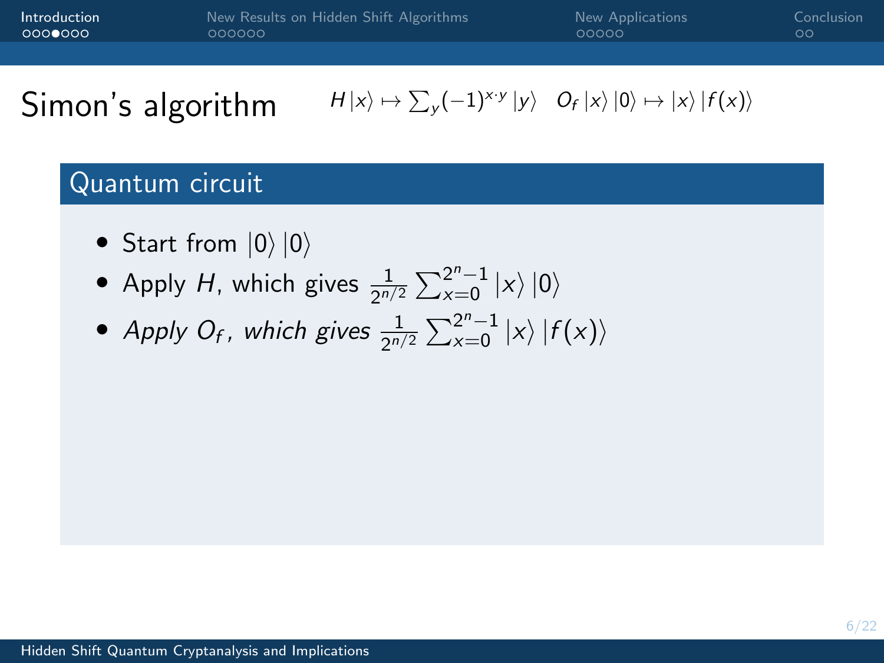# Simon's algorithm

$H|x\rangle \mapsto \sum_y (-1)^{x \cdot y} |y\rangle \quad O_f |x\rangle |0\rangle \mapsto |x\rangle |f(x)\rangle$

## Quantum circuit

- Start from $|0\rangle |0\rangle$
- Apply $H$, which gives $\frac{1}{2^{n/2}} \sum_{x=0}^{2^n-1} |x\rangle |0\rangle$
- *Apply $O_f$, which gives* $\frac{1}{2^{n/2}} \sum_{x=0}^{2^n-1} |x\rangle |f(x)\rangle$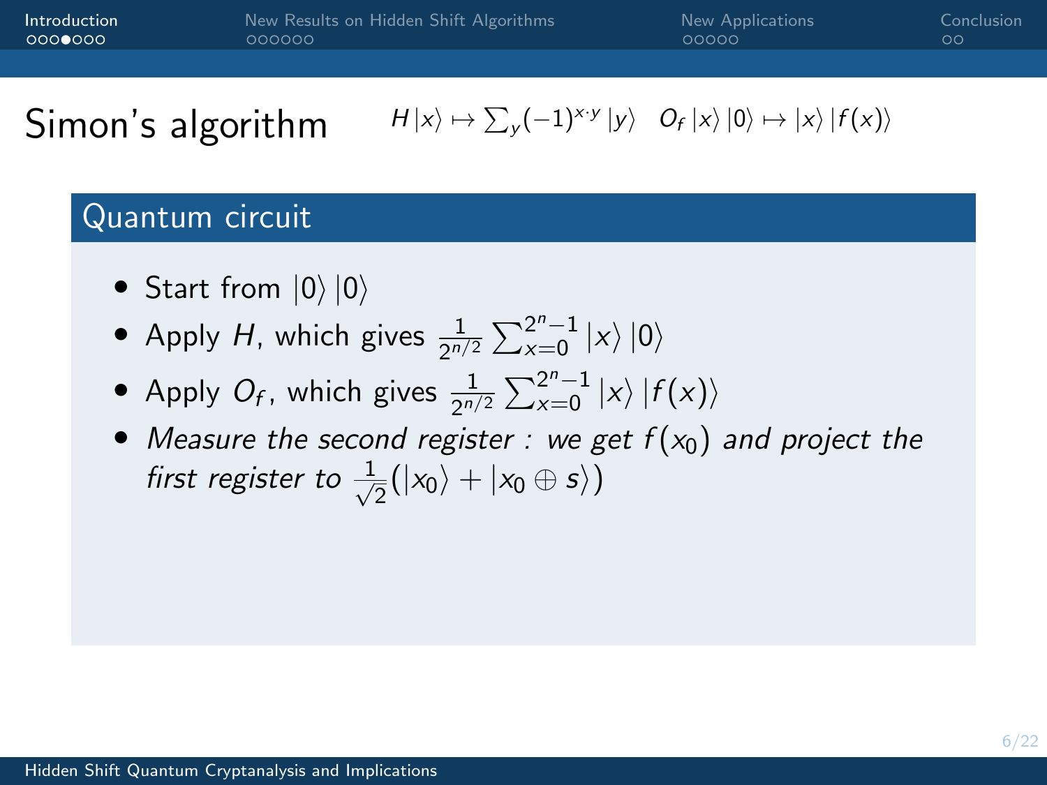# Simon's algorithm

$H|x\rangle \mapsto \sum_y (-1)^{x \cdot y} |y\rangle \quad O_f|x\rangle|0\rangle \mapsto |x\rangle|f(x)\rangle$

## Quantum circuit

- Start from $|0\rangle|0\rangle$
- Apply $H$, which gives $\frac{1}{2^{n/2}} \sum_{x=0}^{2^n-1} |x\rangle|0\rangle$
- Apply $O_f$, which gives $\frac{1}{2^{n/2}} \sum_{x=0}^{2^n-1} |x\rangle|f(x)\rangle$
- *Measure the second register : we get $f(x_0)$ and project the first register to $\frac{1}{\sqrt{2}}(|x_0\rangle + |x_0 \oplus s\rangle)$*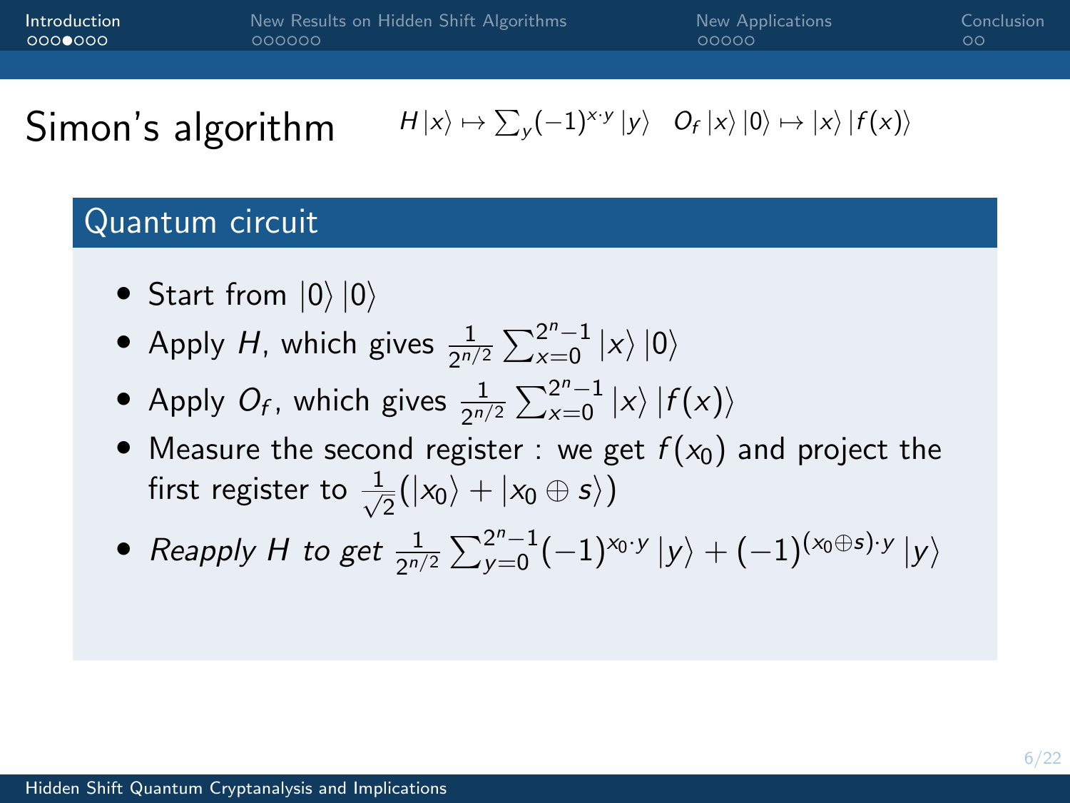# Simon's algorithm

$H|x\rangle \mapsto \sum_y (-1)^{x\cdot y}|y\rangle \quad O_f|x\rangle|0\rangle \mapsto |x\rangle|f(x)\rangle$

## Quantum circuit

- Start from $|0\rangle|0\rangle$
- Apply $H$, which gives $\frac{1}{2^{n/2}}\sum_{x=0}^{2^n-1}|x\rangle|0\rangle$
- Apply $O_f$, which gives $\frac{1}{2^{n/2}}\sum_{x=0}^{2^n-1}|x\rangle|f(x)\rangle$
- Measure the second register : we get $f(x_0)$ and project the first register to $\frac{1}{\sqrt{2}}(|x_0\rangle + |x_0 \oplus s\rangle)$
- *Reapply $H$ to get* $\frac{1}{2^{n/2}}\sum_{y=0}^{2^n-1}(-1)^{x_0\cdot y}|y\rangle + (-1)^{(x_0\oplus s)\cdot y}|y\rangle$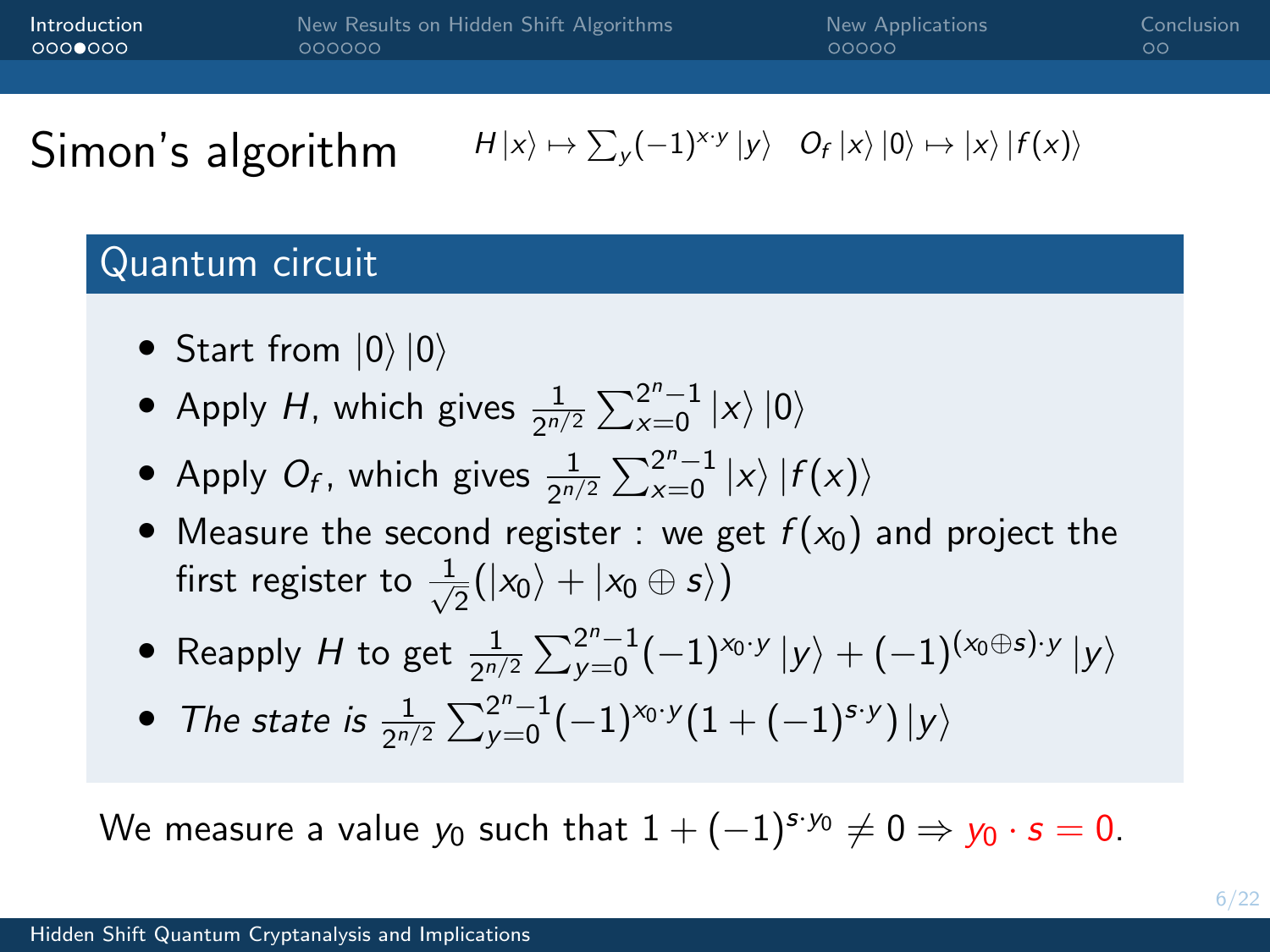# Simon's algorithm

$H|x\rangle \mapsto \sum_y (-1)^{x\cdot y}|y\rangle \quad O_f|x\rangle|0\rangle \mapsto |x\rangle|f(x)\rangle$

## Quantum circuit

- Start from $|0\rangle|0\rangle$
- Apply $H$, which gives $\frac{1}{2^{n/2}}\sum_{x=0}^{2^n-1}|x\rangle|0\rangle$
- Apply $O_f$, which gives $\frac{1}{2^{n/2}}\sum_{x=0}^{2^n-1}|x\rangle|f(x)\rangle$
- Measure the second register : we get $f(x_0)$ and project the first register to $\frac{1}{\sqrt{2}}(|x_0\rangle + |x_0 \oplus s\rangle)$
- Reapply $H$ to get $\frac{1}{2^{n/2}}\sum_{y=0}^{2^n-1}(-1)^{x_0\cdot y}|y\rangle + (-1)^{(x_0\oplus s)\cdot y}|y\rangle$
- *The state is* $\frac{1}{2^{n/2}}\sum_{y=0}^{2^n-1}(-1)^{x_0\cdot y}(1+(-1)^{s\cdot y})|y\rangle$

We measure a value $y_0$ such that $1 + (-1)^{s\cdot y_0} \neq 0 \Rightarrow y_0 \cdot s = 0$.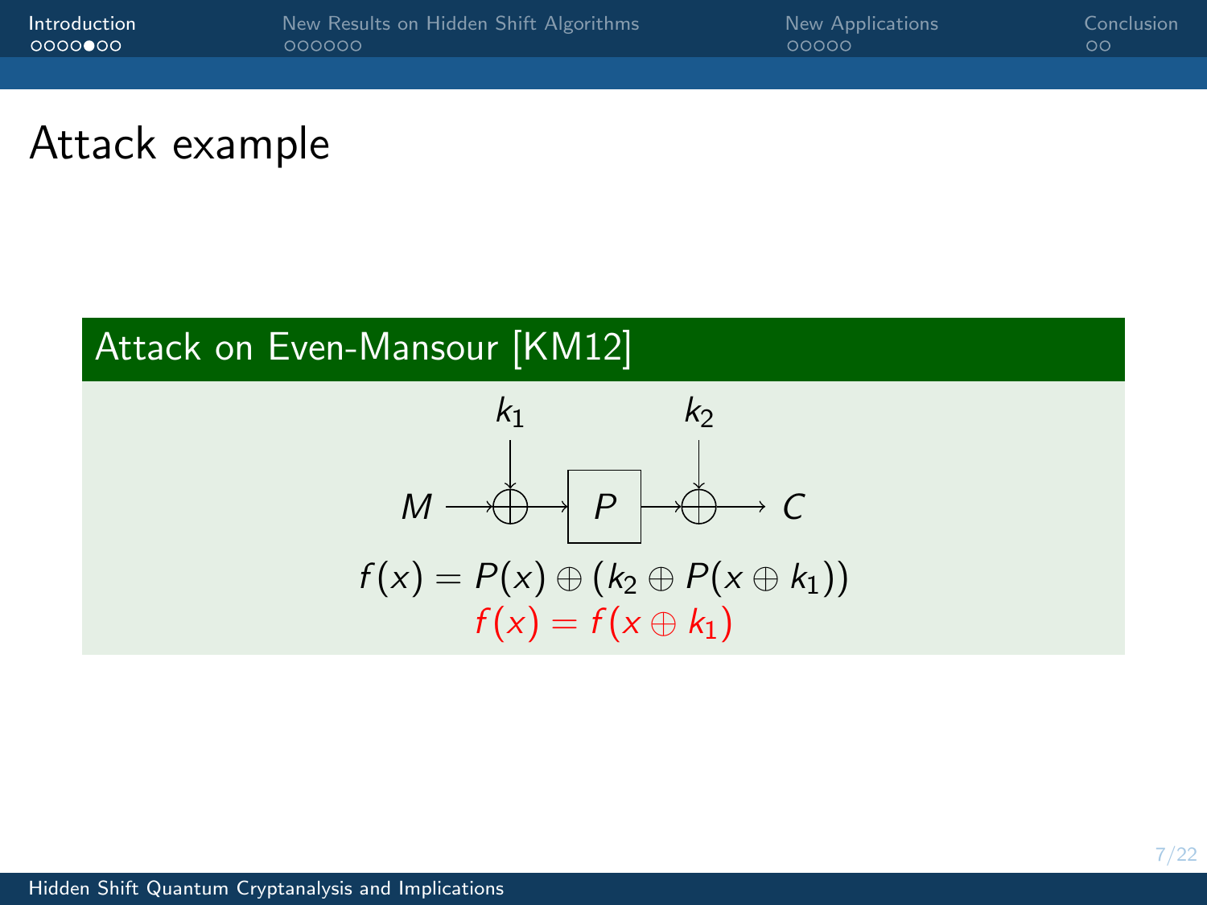# Attack example

## Attack on Even-Mansour [KM12]

$$M \rightarrow \oplus k_1 \rightarrow P \rightarrow \oplus k_2 \rightarrow C$$

$$f(x) = P(x) \oplus (k_2 \oplus P(x \oplus k_1))$$

$$f(x) = f(x \oplus k_1)$$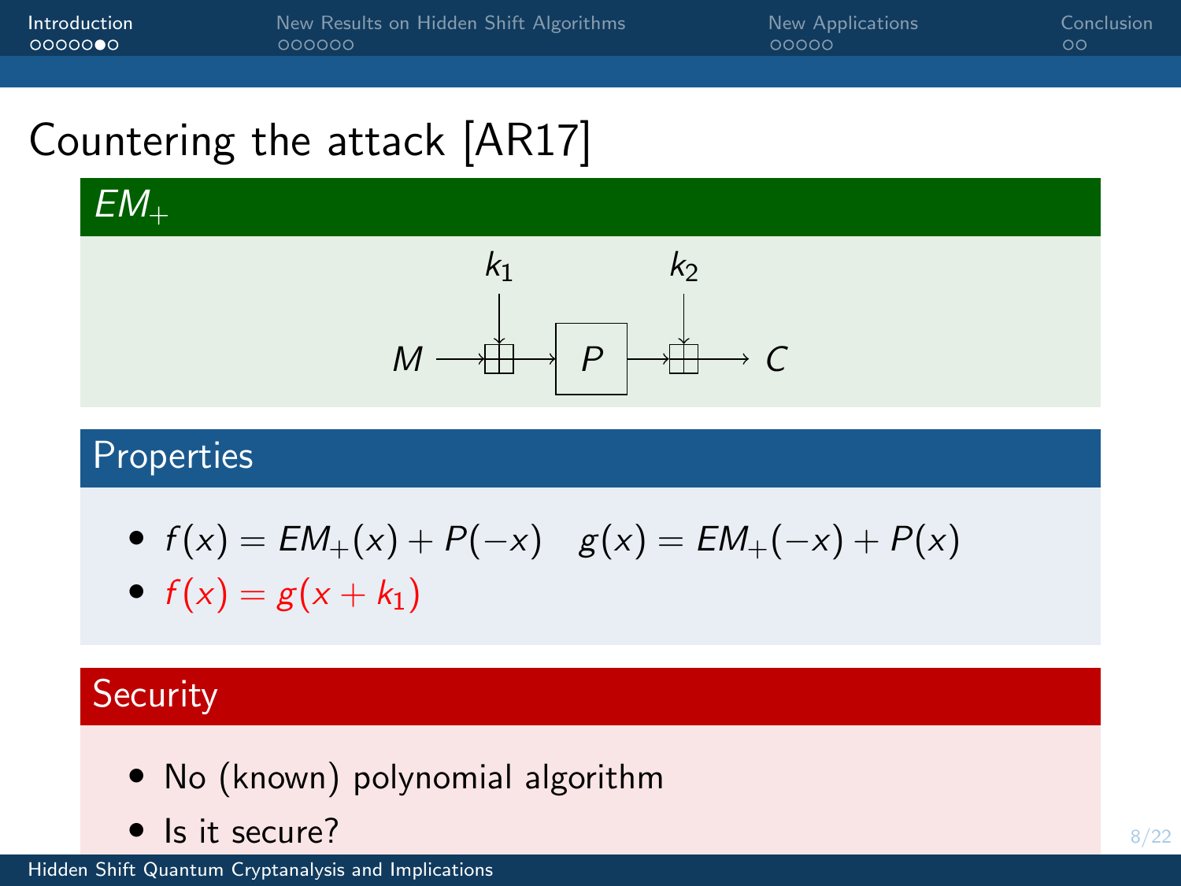# Countering the attack [AR17]

## $EM_+$

$k_1$, $k_2$

$M$ → ⊞ $k_1$ → $P$ → ⊞ $k_2$ → $C$

## Properties

- $f(x) = EM_+(x) + P(-x) \quad g(x) = EM_+(-x) + P(x)$
- $f(x) = g(x + k_1)$

## Security

- No (known) polynomial algorithm
- Is it secure?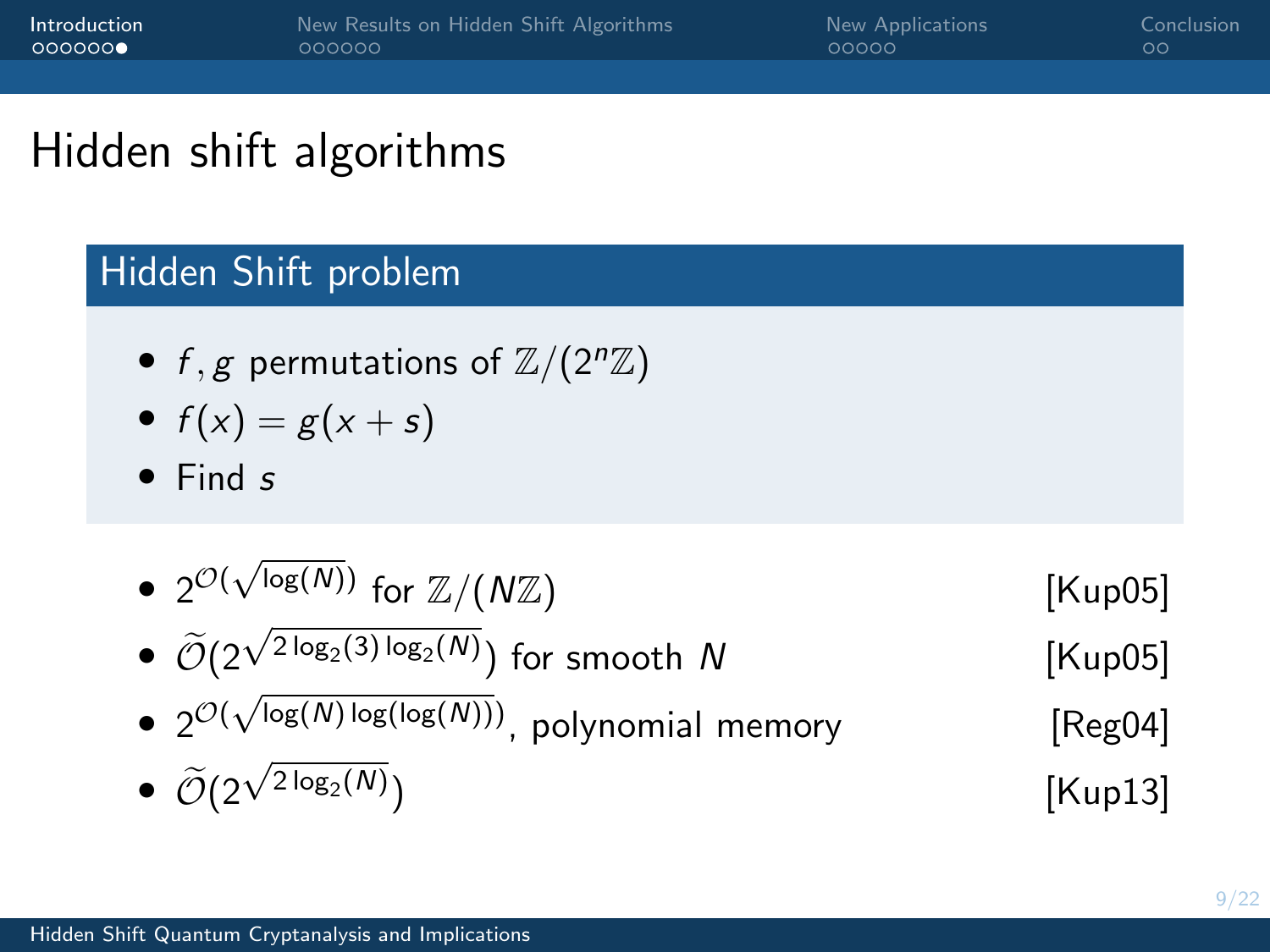# Hidden shift algorithms

## Hidden Shift problem

- $f, g$ permutations of $\mathbb{Z}/(2^n\mathbb{Z})$
- $f(x) = g(x+s)$
- Find $s$

---

- $2^{\mathcal{O}(\sqrt{\log(N)})}$ for $\mathbb{Z}/(N\mathbb{Z})$ [Kup05]
- $\widetilde{\mathcal{O}}(2^{\sqrt{2\log_2(3)\log_2(N)}})$ for smooth $N$ [Kup05]
- $2^{\mathcal{O}(\sqrt{\log(N)\log(\log(N))})}$, polynomial memory [Reg04]
- $\widetilde{\mathcal{O}}(2^{\sqrt{2\log_2(N)}})$ [Kup13]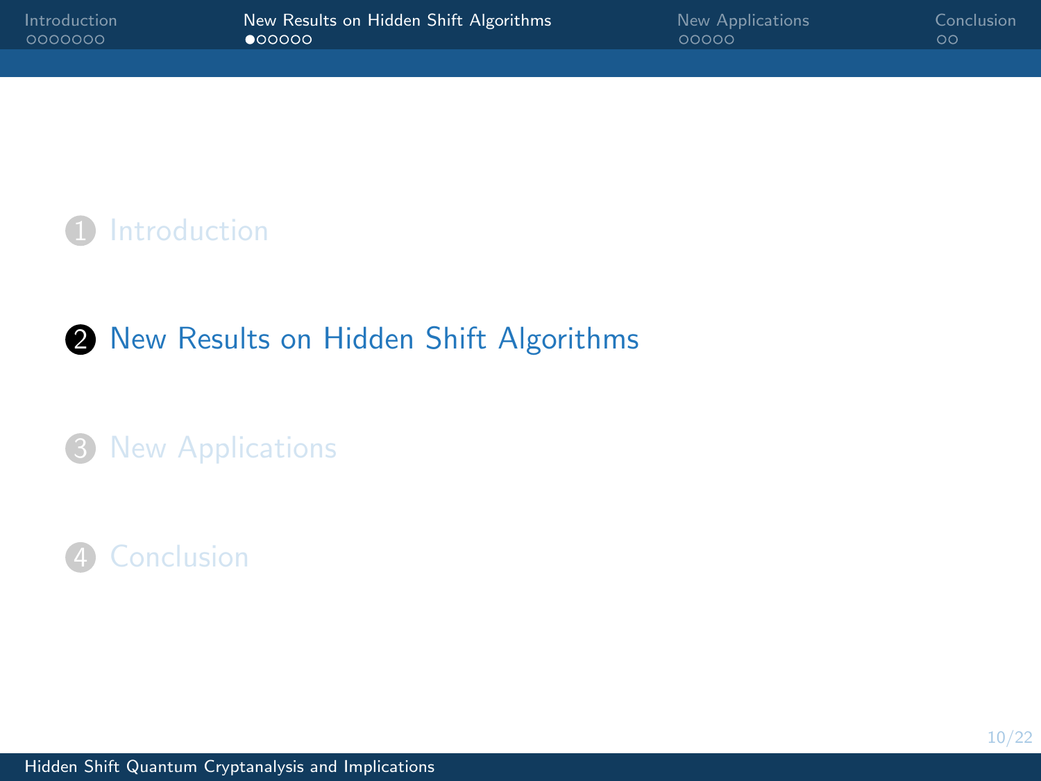1. Introduction
2. New Results on Hidden Shift Algorithms
3. New Applications
4. Conclusion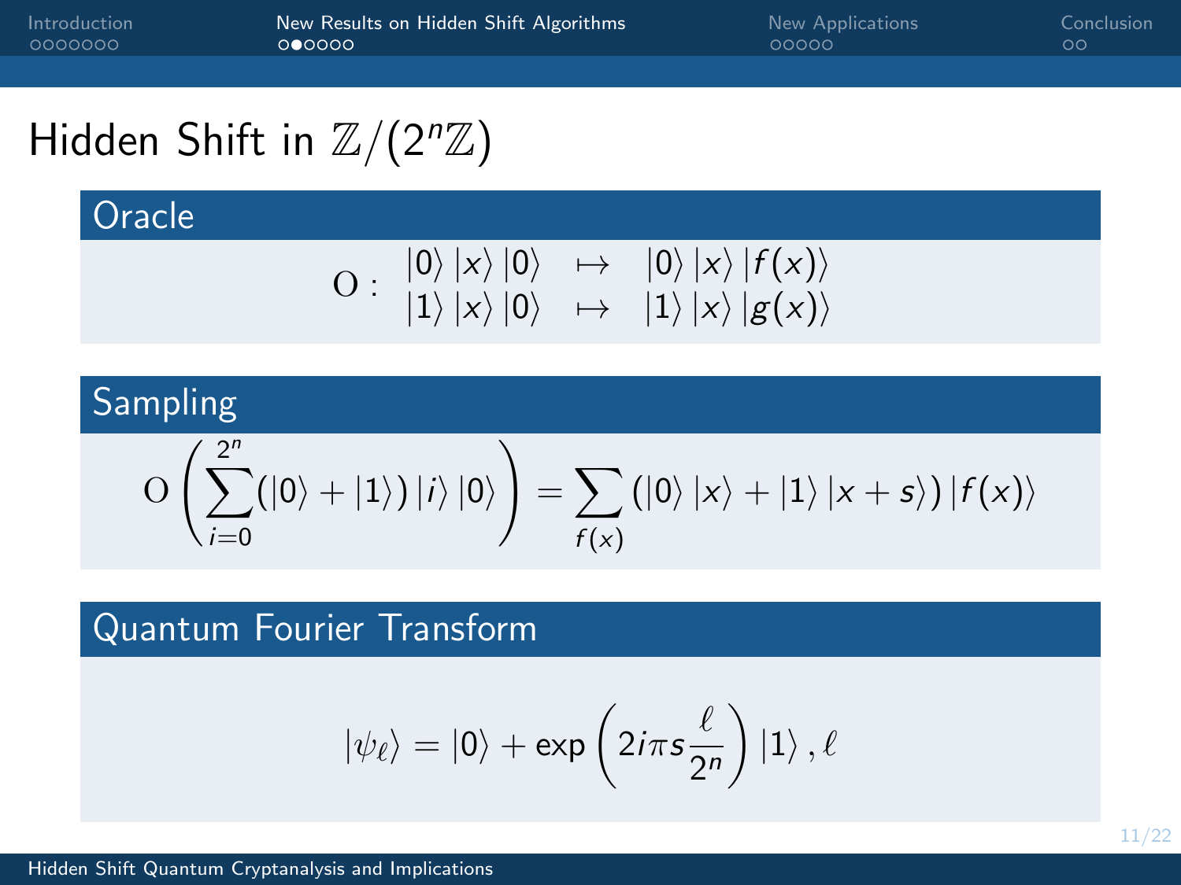# Hidden Shift in $\mathbb{Z}/(2^n\mathbb{Z})$

## Oracle

$$\mathrm{O}: \begin{array}{lcl} |0\rangle\,|x\rangle\,|0\rangle & \mapsto & |0\rangle\,|x\rangle\,|f(x)\rangle \\ |1\rangle\,|x\rangle\,|0\rangle & \mapsto & |1\rangle\,|x\rangle\,|g(x)\rangle \end{array}$$

## Sampling

$$\mathrm{O}\left(\sum_{i=0}^{2^n}(|0\rangle + |1\rangle)\,|i\rangle\,|0\rangle\right) = \sum_{f(x)} (|0\rangle\,|x\rangle + |1\rangle\,|x+s\rangle)\,|f(x)\rangle$$

## Quantum Fourier Transform

$$|\psi_\ell\rangle = |0\rangle + \exp\left(2i\pi s \frac{\ell}{2^n}\right)|1\rangle\,,\ell$$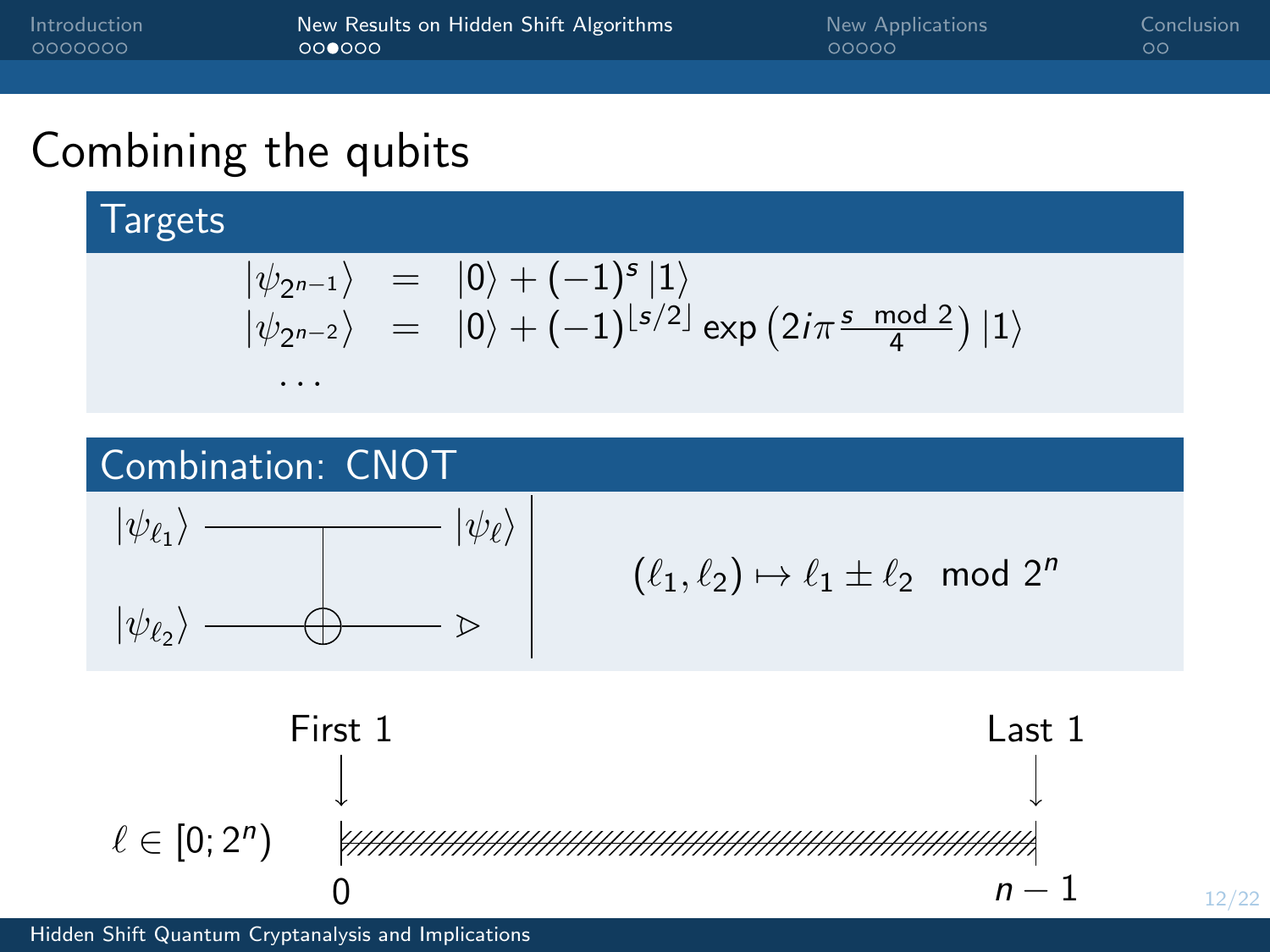# Combining the qubits

## Targets

$$
\begin{aligned}
|\psi_{2^{n-1}}\rangle &= |0\rangle + (-1)^s |1\rangle \\
|\psi_{2^{n-2}}\rangle &= |0\rangle + (-1)^{\lfloor s/2 \rfloor} \exp\left(2i\pi \frac{s \mod 2}{4}\right) |1\rangle \\
&\dots
\end{aligned}
$$

## Combination: CNOT

$|\psi_{\ell_1}\rangle$ (control) → $|\psi_\ell\rangle$

$|\psi_{\ell_2}\rangle$ (target) → measured

$$(\ell_1, \ell_2) \mapsto \ell_1 \pm \ell_2 \mod 2^n$$

$\ell \in [0; 2^n)$

First 1 (at 0) … Last 1 (at $n-1$)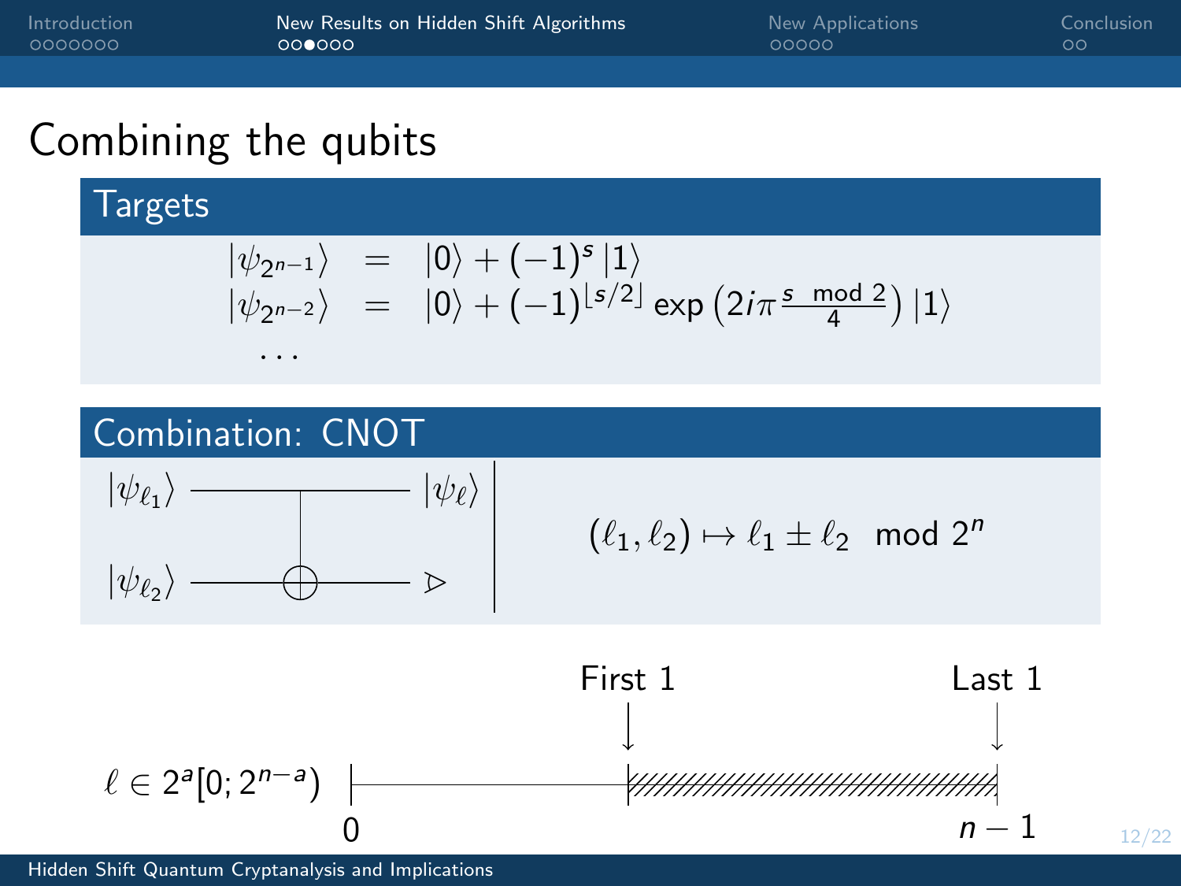# Combining the qubits

## Targets

$$
\begin{aligned}
|\psi_{2^{n-1}}\rangle &= |0\rangle + (-1)^s |1\rangle \\
|\psi_{2^{n-2}}\rangle &= |0\rangle + (-1)^{\lfloor s/2 \rfloor} \exp\left(2i\pi \frac{s \mod 2}{4}\right) |1\rangle \\
&\dots
\end{aligned}
$$

## Combination: CNOT

$|\psi_{\ell_1}\rangle$ (control) → $|\psi_{\ell}\rangle$

$|\psi_{\ell_2}\rangle$ (target, measured)

$$(\ell_1, \ell_2) \mapsto \ell_1 \pm \ell_2 \mod 2^n$$

$\ell \in 2^a[0; 2^{n-a})$

0 — First 1 — Last 1 — $n-1$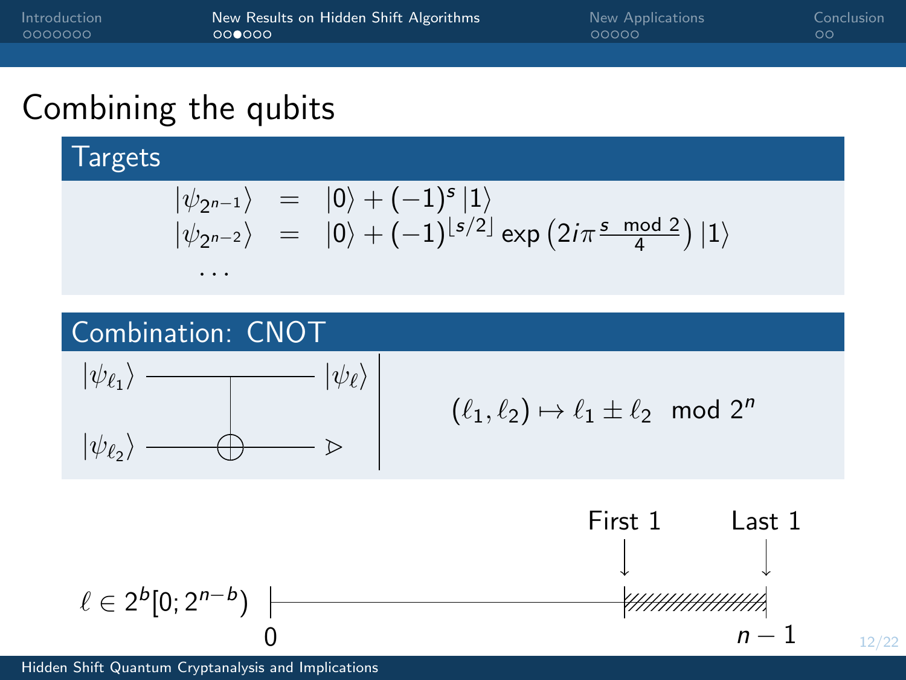# Combining the qubits

## Targets

$$|\psi_{2^{n-1}}\rangle = |0\rangle + (-1)^s |1\rangle$$

$$|\psi_{2^{n-2}}\rangle = |0\rangle + (-1)^{\lfloor s/2 \rfloor} \exp\left(2i\pi \frac{s \mod 2}{4}\right) |1\rangle$$

$$\ldots$$

## Combination: CNOT

$|\psi_{\ell_1}\rangle$ → $|\psi_\ell\rangle$

$|\psi_{\ell_2}\rangle$ → ⊳

$$(\ell_1, \ell_2) \mapsto \ell_1 \pm \ell_2 \mod 2^n$$

First 1 — Last 1

$\ell \in 2^b[0; 2^{n-b})$ — 0 … $n-1$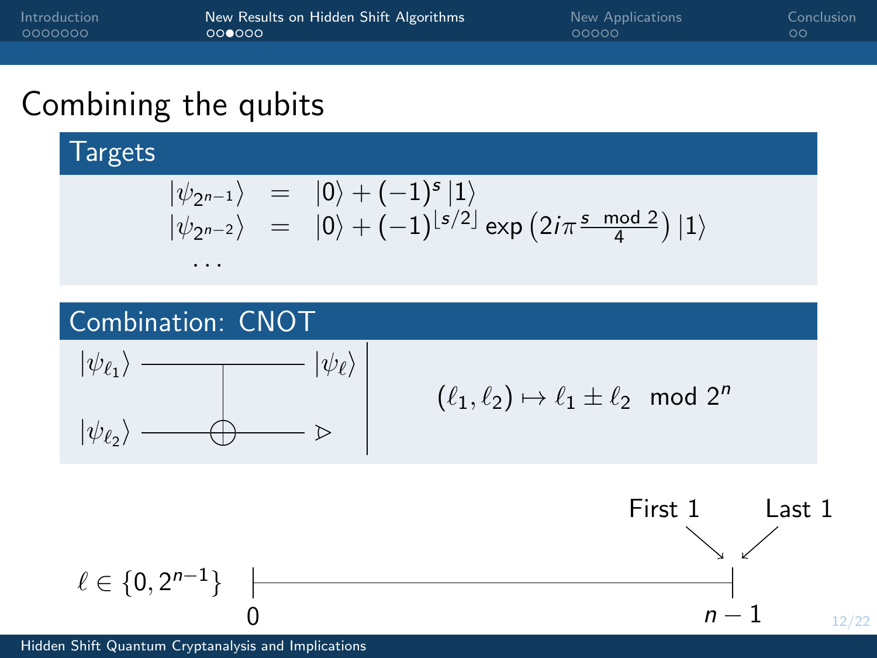# Combining the qubits

## Targets

$$
\begin{aligned}
|\psi_{2^{n-1}}\rangle &= |0\rangle + (-1)^s |1\rangle \\
|\psi_{2^{n-2}}\rangle &= |0\rangle + (-1)^{\lfloor s/2 \rfloor} \exp\left(2i\pi \frac{s \mod 2}{4}\right) |1\rangle \\
&\dots
\end{aligned}
$$

## Combination: CNOT

Inputs $|\psi_{\ell_1}\rangle$ (control) and $|\psi_{\ell_2}\rangle$ (target); outputs $|\psi_{\ell}\rangle$ and a measurement on the second wire.

$$(\ell_1, \ell_2) \mapsto \ell_1 \pm \ell_2 \mod 2^n$$

$\ell \in \{0, 2^{n-1}\}$

0 — $n-1$

First 1

Last 1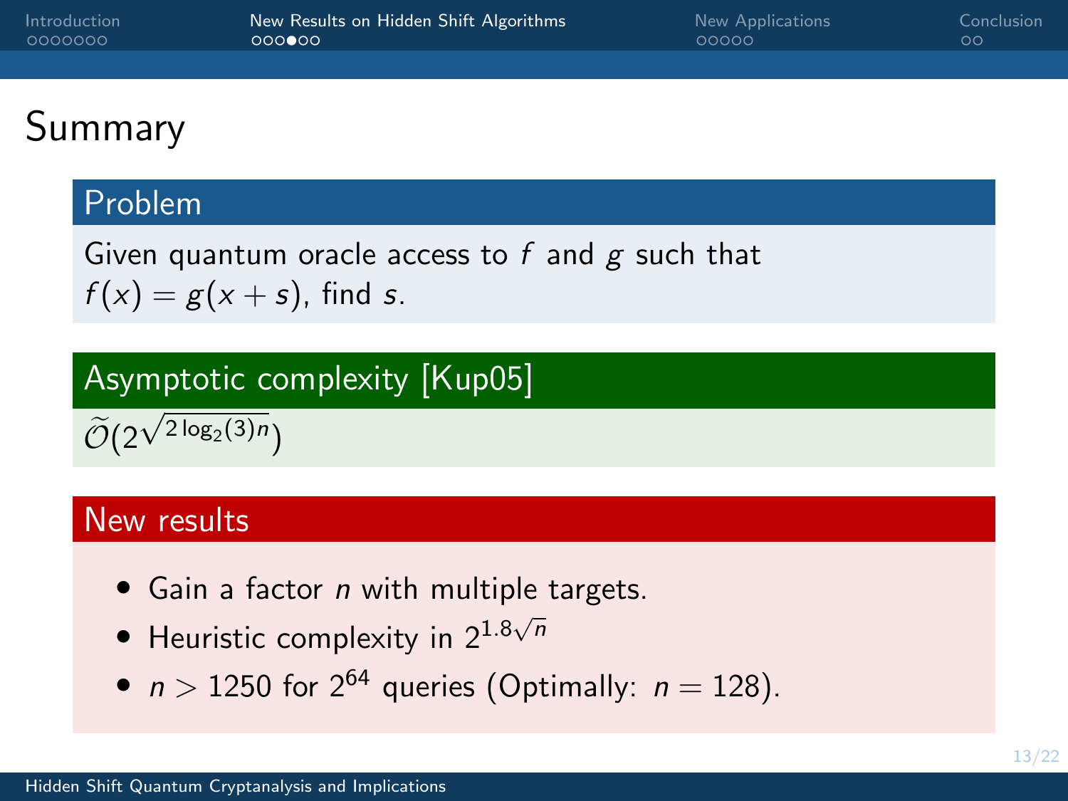# Summary

## Problem

Given quantum oracle access to $f$ and $g$ such that $f(x) = g(x+s)$, find $s$.

## Asymptotic complexity [Kup05]

$\widetilde{\mathcal{O}}(2^{\sqrt{2\log_2(3)n}})$

## New results

- Gain a factor $n$ with multiple targets.
- Heuristic complexity in $2^{1.8\sqrt{n}}$
- $n > 1250$ for $2^{64}$ queries (Optimally: $n = 128$).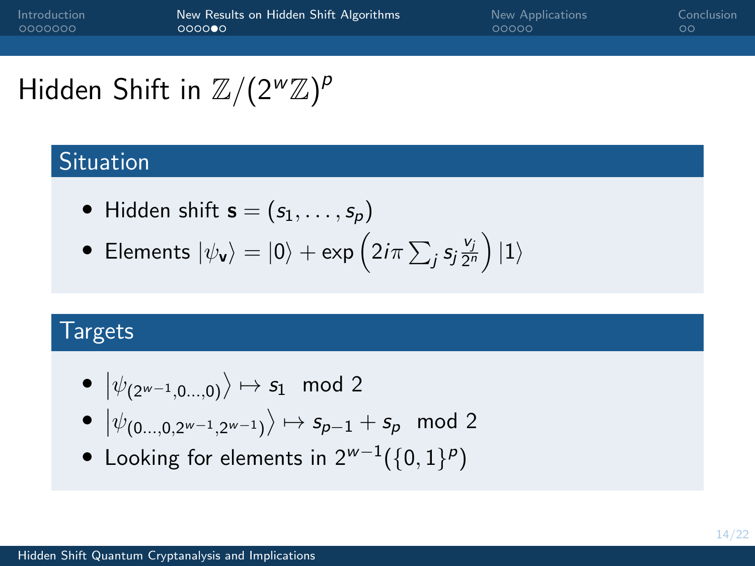# Hidden Shift in $\mathbb{Z}/(2^w\mathbb{Z})^p$

## Situation

- Hidden shift $\mathbf{s} = (s_1, \ldots, s_p)$
- Elements $|\psi_{\mathbf{v}}\rangle = |0\rangle + \exp\left(2i\pi \sum_j s_j \frac{v_j}{2^n}\right)|1\rangle$

## Targets

- $\left|\psi_{(2^{w-1},0\ldots,0)}\right\rangle \mapsto s_1 \mod 2$
- $\left|\psi_{(0\ldots,0,2^{w-1},2^{w-1})}\right\rangle \mapsto s_{p-1} + s_p \mod 2$
- Looking for elements in $2^{w-1}(\{0,1\}^p)$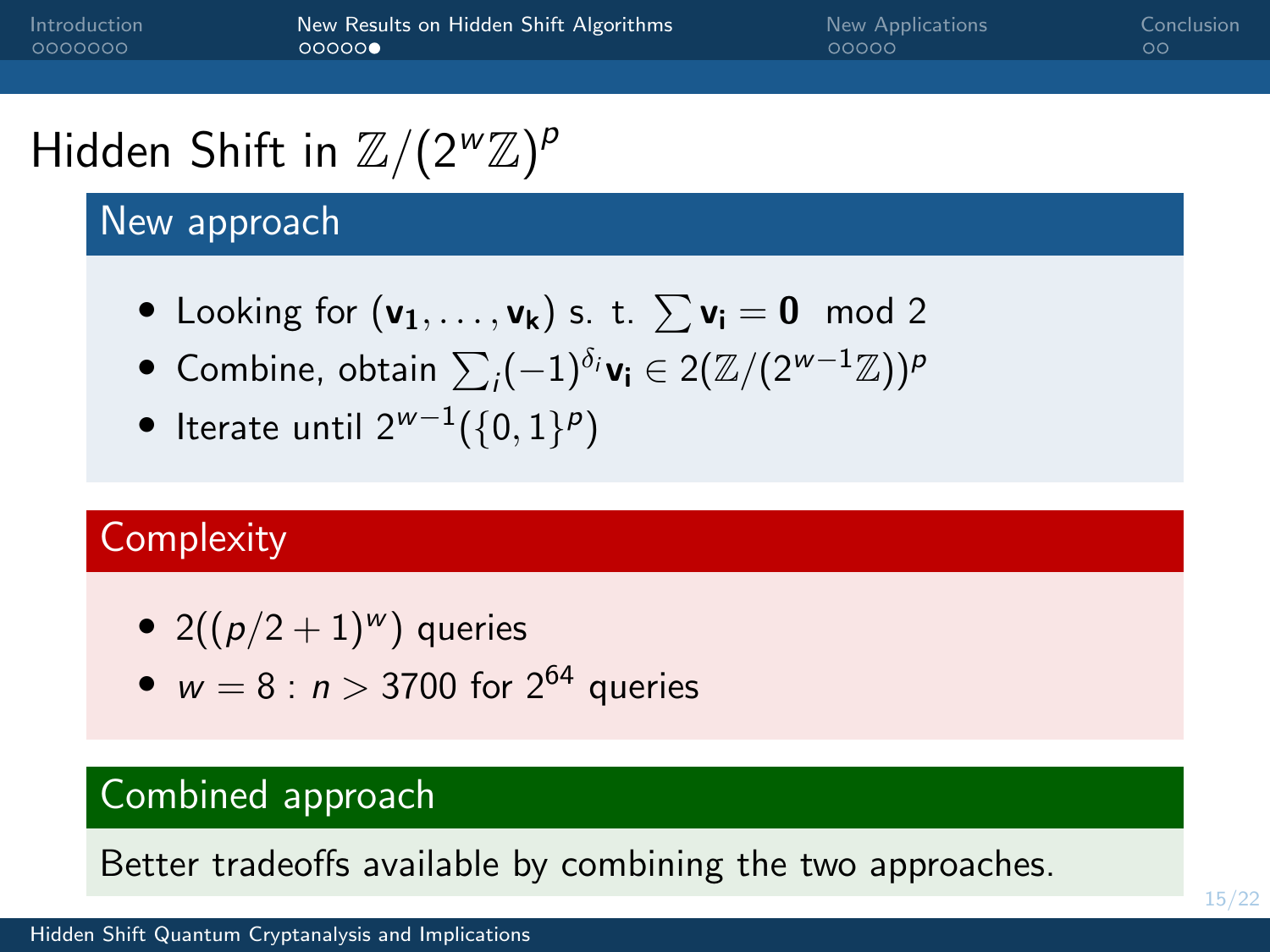# Hidden Shift in $\mathbb{Z}/(2^w\mathbb{Z})^p$

## New approach

- Looking for $(\mathbf{v_1}, \ldots, \mathbf{v_k})$ s. t. $\sum \mathbf{v_i} = \mathbf{0} \mod 2$
- Combine, obtain $\sum_i (-1)^{\delta_i} \mathbf{v_i} \in 2(\mathbb{Z}/(2^{w-1}\mathbb{Z}))^p$
- Iterate until $2^{w-1}(\{0,1\}^p)$

## Complexity

- $2((p/2+1)^w)$ queries
- $w = 8$ : $n > 3700$ for $2^{64}$ queries

## Combined approach

Better tradeoffs available by combining the two approaches.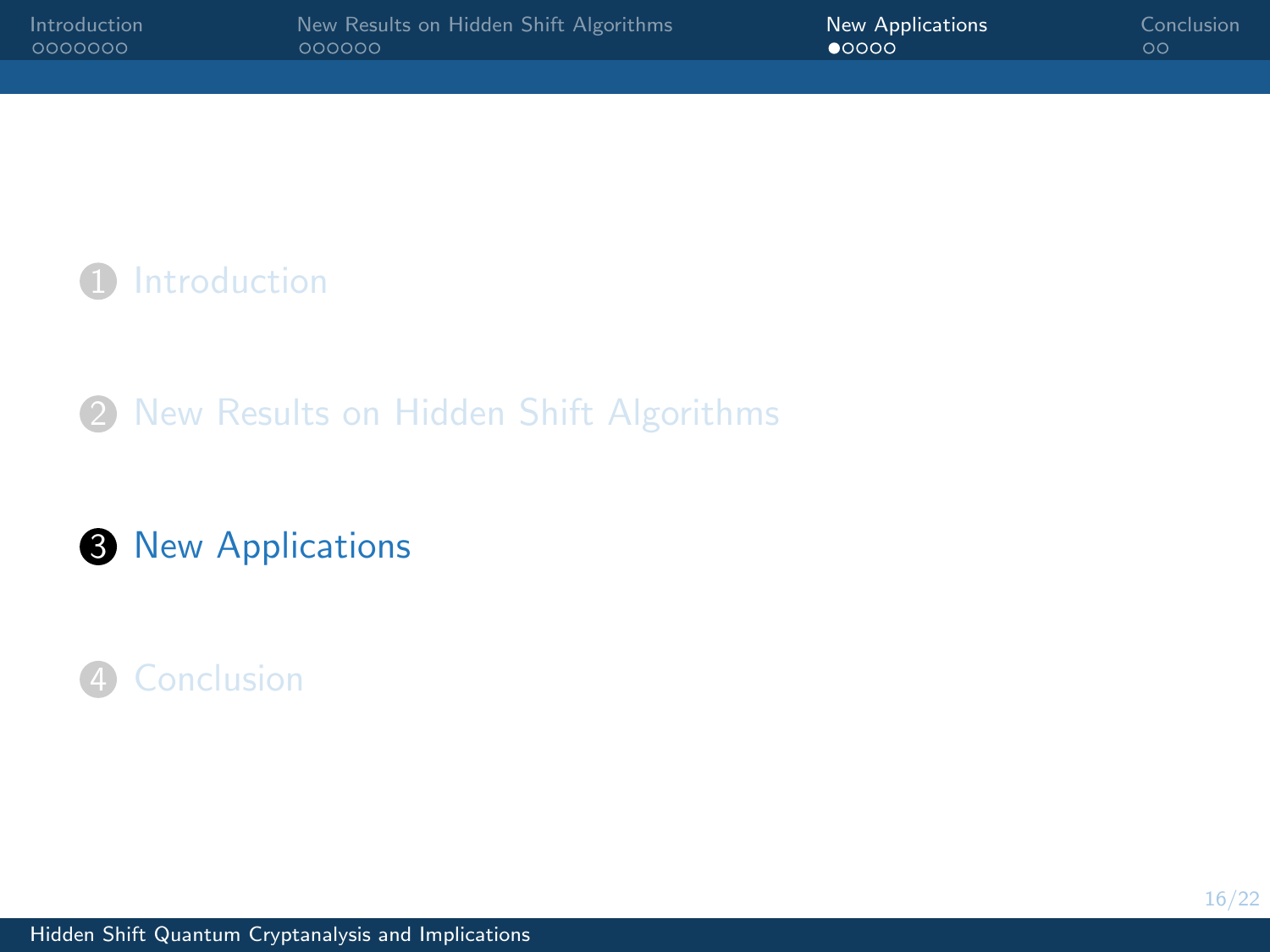1. Introduction
2. New Results on Hidden Shift Algorithms
3. **New Applications**
4. Conclusion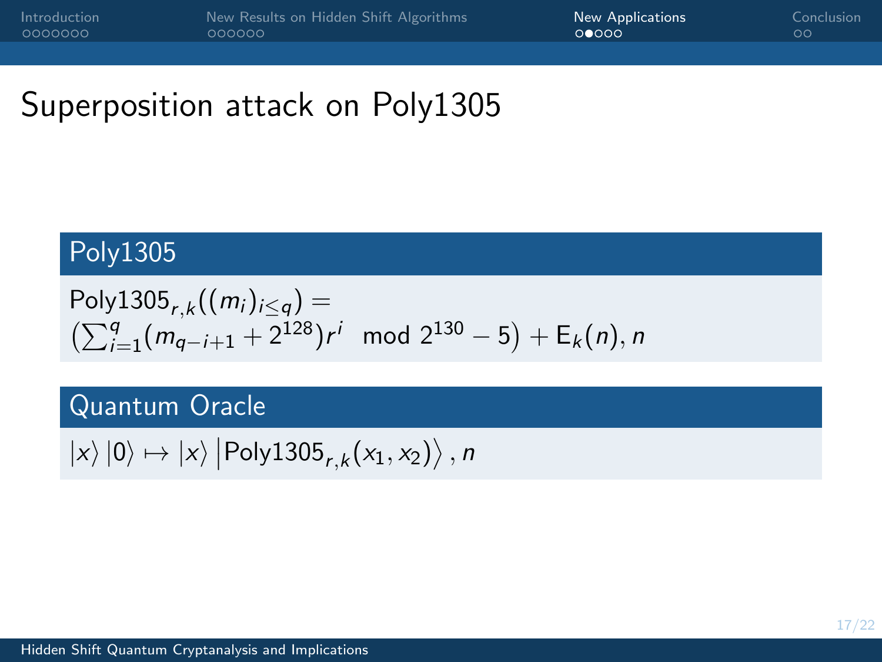# Superposition attack on Poly1305

### Poly1305

$$\text{Poly1305}_{r,k}((m_i)_{i \leq q}) = \left(\sum_{i=1}^{q} (m_{q-i+1} + 2^{128}) r^i \mod 2^{130} - 5\right) + \mathsf{E}_k(n), n$$

### Quantum Oracle

$$|x\rangle |0\rangle \mapsto |x\rangle \left|\text{Poly1305}_{r,k}(x_1, x_2)\right\rangle, n$$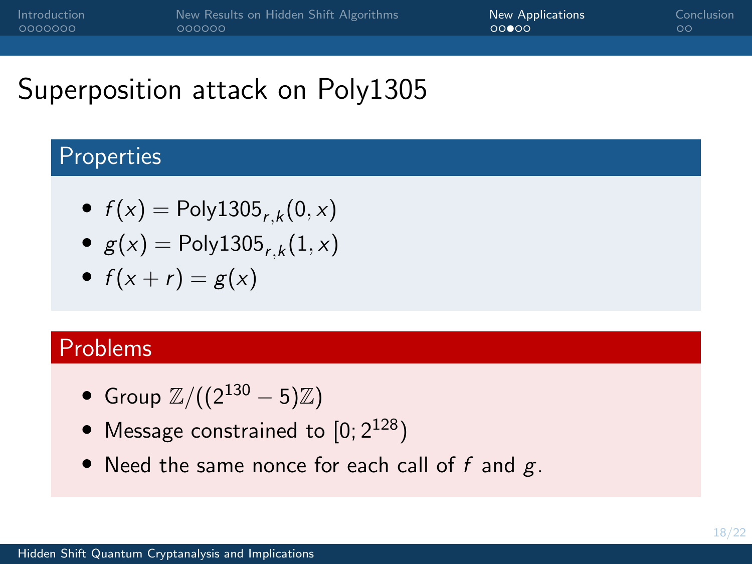# Superposition attack on Poly1305

## Properties

- $f(x) = \text{Poly1305}_{r,k}(0, x)$
- $g(x) = \text{Poly1305}_{r,k}(1, x)$
- $f(x + r) = g(x)$

## Problems

- Group $\mathbb{Z}/((2^{130} - 5)\mathbb{Z})$
- Message constrained to $[0; 2^{128})$
- Need the same nonce for each call of $f$ and $g$.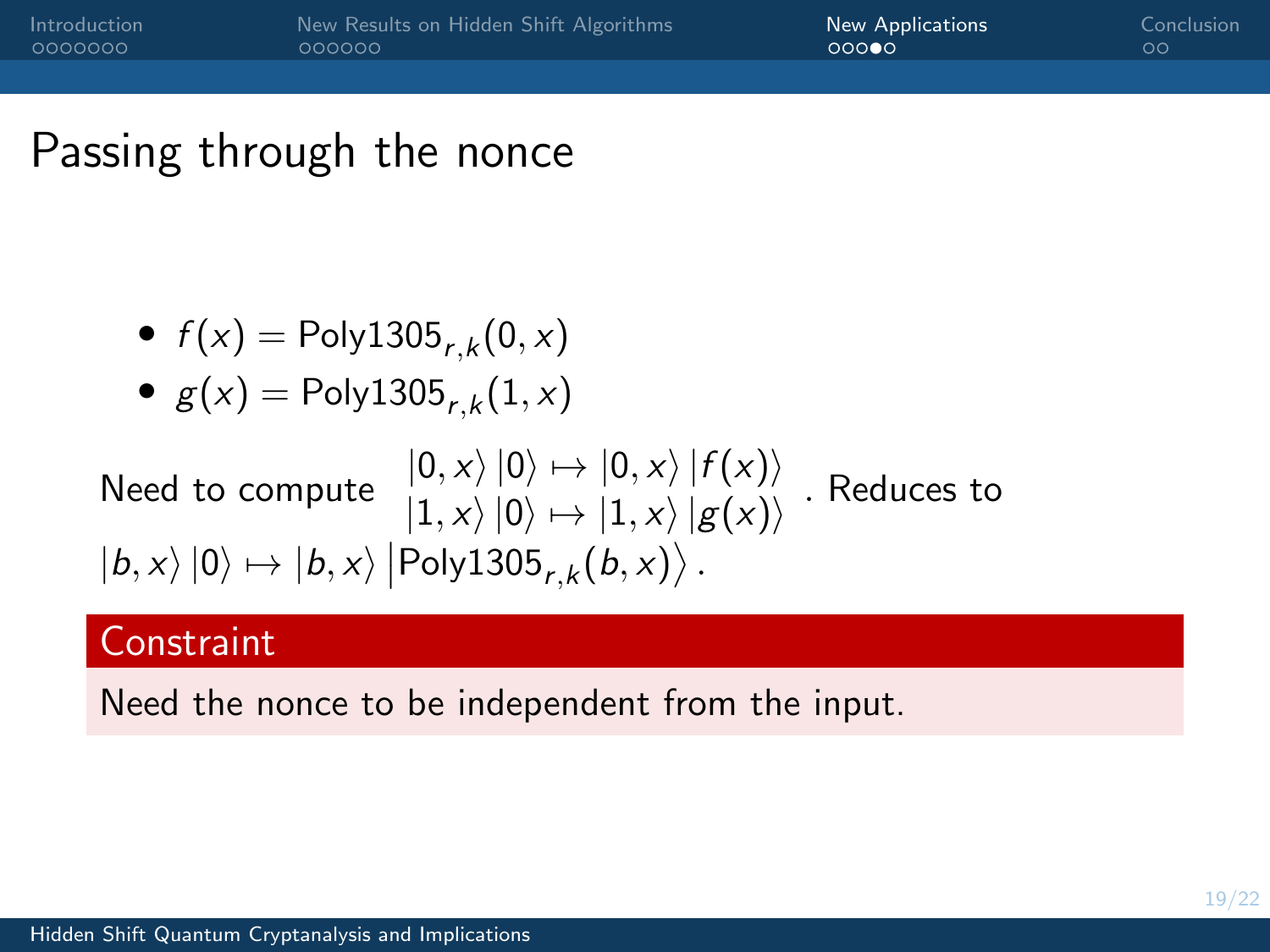## Passing through the nonce

- $f(x) = \text{Poly1305}_{r,k}(0, x)$
- $g(x) = \text{Poly1305}_{r,k}(1, x)$

Need to compute $\begin{array}{l} |0, x\rangle |0\rangle \mapsto |0, x\rangle |f(x)\rangle \\ |1, x\rangle |0\rangle \mapsto |1, x\rangle |g(x)\rangle \end{array}$. Reduces to $|b, x\rangle |0\rangle \mapsto |b, x\rangle \left|\text{Poly1305}_{r,k}(b, x)\right\rangle$.

**Constraint**

Need the nonce to be independent from the input.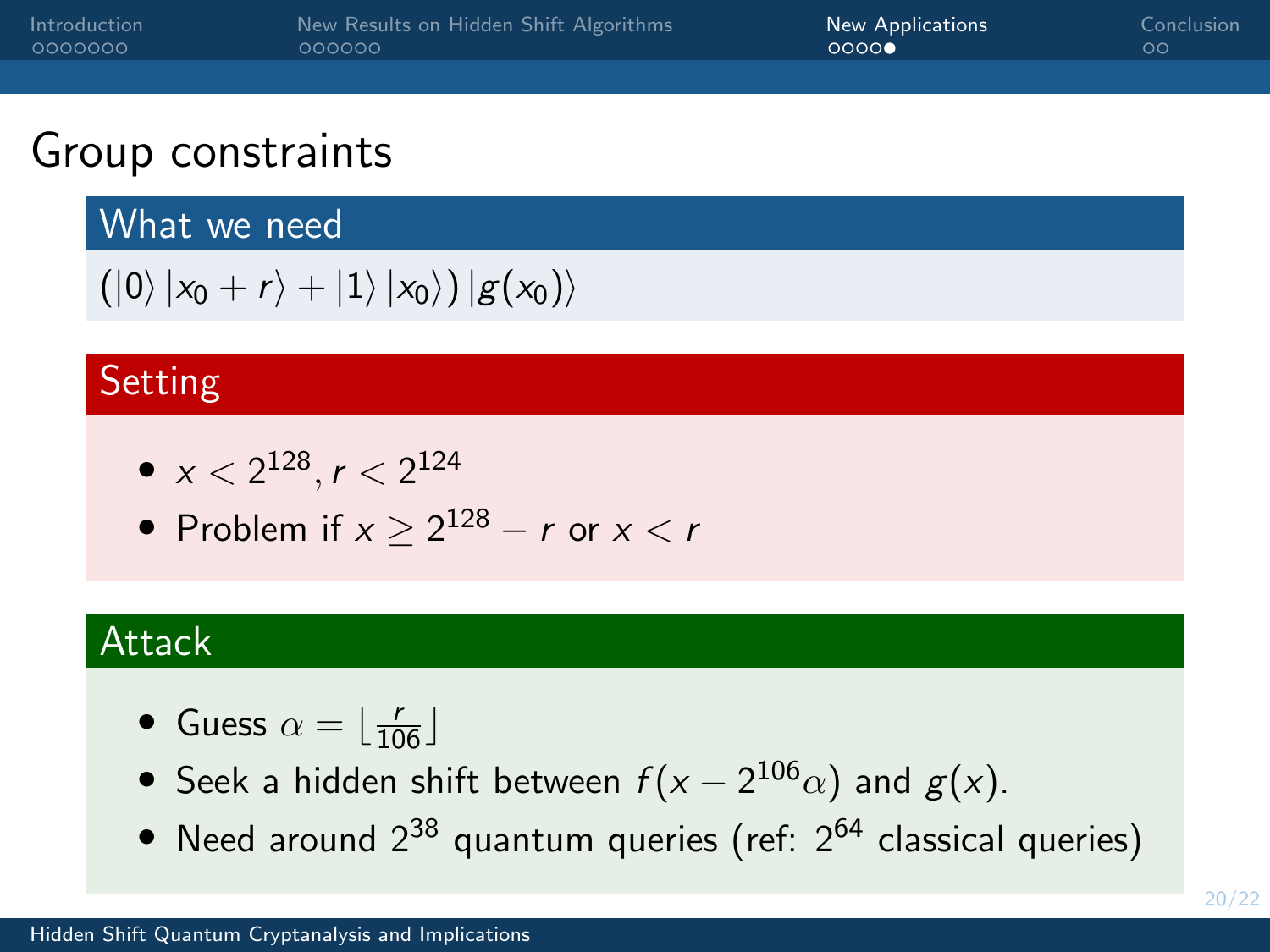# Group constraints

## What we need

$(|0\rangle |x_0 + r\rangle + |1\rangle |x_0\rangle) |g(x_0)\rangle$

## Setting

- $x < 2^{128}, r < 2^{124}$
- Problem if $x \geq 2^{128} - r$ or $x < r$

## Attack

- Guess $\alpha = \lfloor \frac{r}{106} \rfloor$
- Seek a hidden shift between $f(x - 2^{106}\alpha)$ and $g(x)$.
- Need around $2^{38}$ quantum queries (ref: $2^{64}$ classical queries)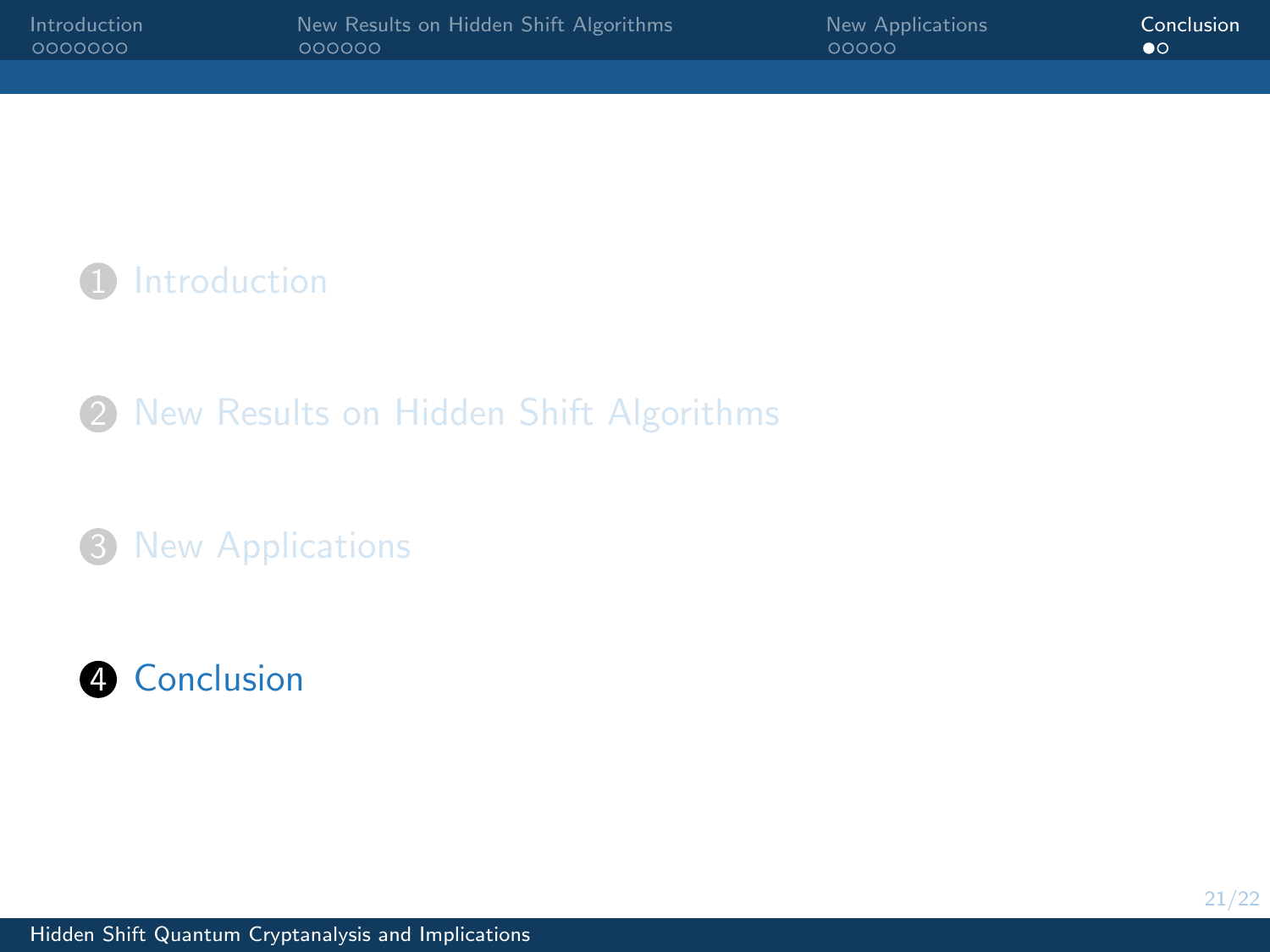1. Introduction
2. New Results on Hidden Shift Algorithms
3. New Applications
4. Conclusion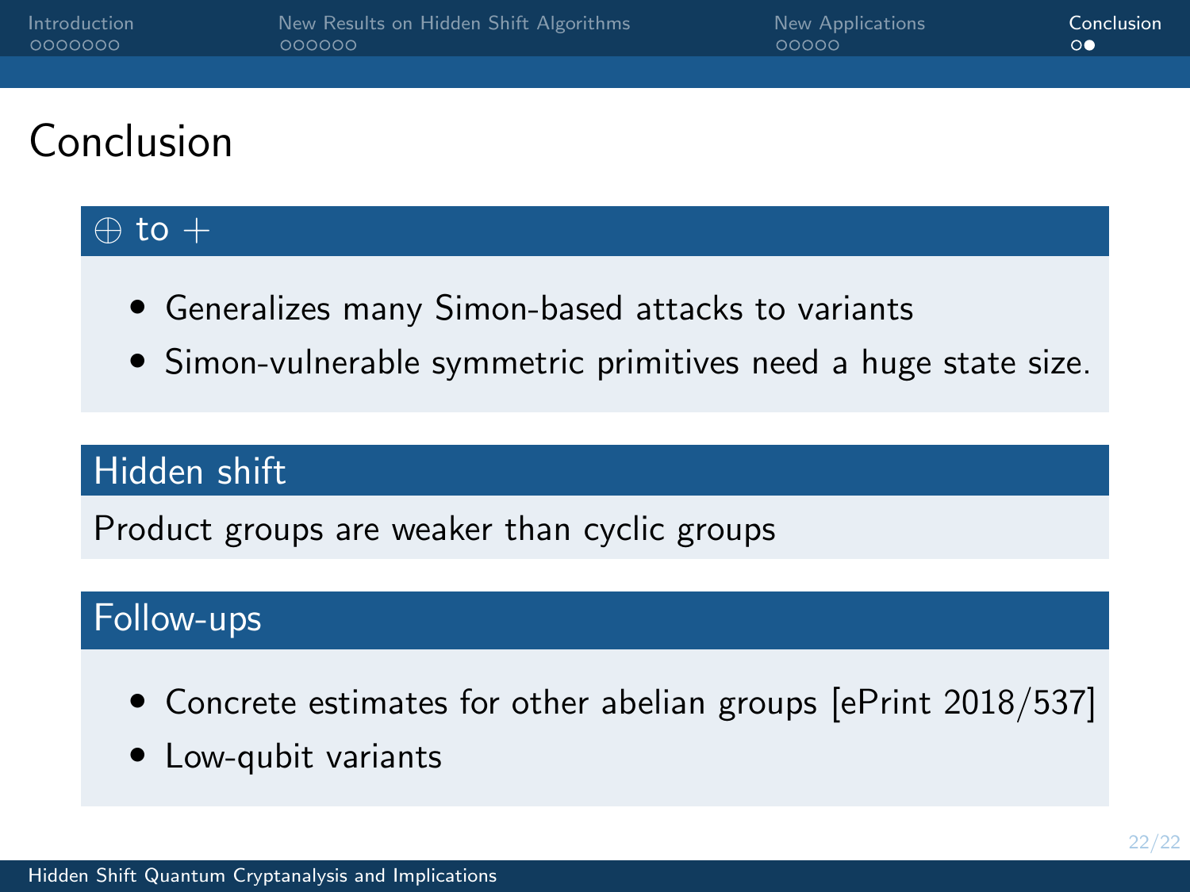# Conclusion

## $\oplus$ to $+$

- Generalizes many Simon-based attacks to variants
- Simon-vulnerable symmetric primitives need a huge state size.

## Hidden shift

Product groups are weaker than cyclic groups

## Follow-ups

- Concrete estimates for other abelian groups [ePrint 2018/537]
- Low-qubit variants